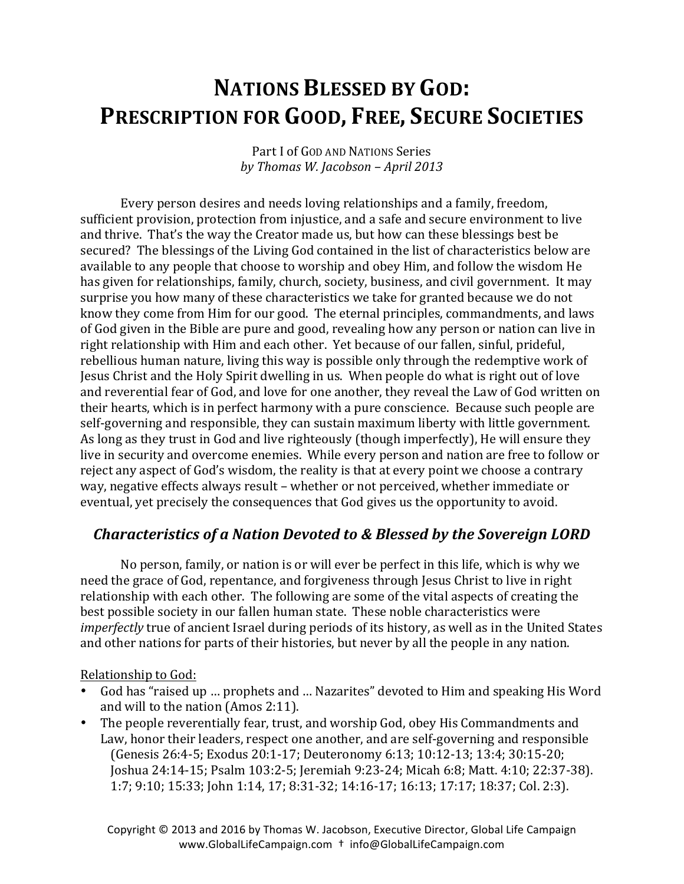# NATIONS BLESSED BY GOD: PRESCRIPTION FOR GOOD, FREE, SECURE SOCIETIES

Part I of GOD AND NATIONS Series
*by Thomas W. Jacobson – April 2013*

Every person desires and needs loving relationships and a family, freedom, sufficient provision, protection from injustice, and a safe and secure environment to live and thrive. That's the way the Creator made us, but how can these blessings best be secured? The blessings of the Living God contained in the list of characteristics below are available to any people that choose to worship and obey Him, and follow the wisdom He has given for relationships, family, church, society, business, and civil government. It may surprise you how many of these characteristics we take for granted because we do not know they come from Him for our good. The eternal principles, commandments, and laws of God given in the Bible are pure and good, revealing how any person or nation can live in right relationship with Him and each other. Yet because of our fallen, sinful, prideful, rebellious human nature, living this way is possible only through the redemptive work of Jesus Christ and the Holy Spirit dwelling in us. When people do what is right out of love and reverential fear of God, and love for one another, they reveal the Law of God written on their hearts, which is in perfect harmony with a pure conscience. Because such people are self-governing and responsible, they can sustain maximum liberty with little government. As long as they trust in God and live righteously (though imperfectly), He will ensure they live in security and overcome enemies. While every person and nation are free to follow or reject any aspect of God's wisdom, the reality is that at every point we choose a contrary way, negative effects always result – whether or not perceived, whether immediate or eventual, yet precisely the consequences that God gives us the opportunity to avoid.

## *Characteristics of a Nation Devoted to & Blessed by the Sovereign LORD*

No person, family, or nation is or will ever be perfect in this life, which is why we need the grace of God, repentance, and forgiveness through Jesus Christ to live in right relationship with each other. The following are some of the vital aspects of creating the best possible society in our fallen human state. These noble characteristics were *imperfectly* true of ancient Israel during periods of its history, as well as in the United States and other nations for parts of their histories, but never by all the people in any nation.

Relationship to God:

- God has "raised up … prophets and … Nazarites" devoted to Him and speaking His Word and will to the nation (Amos 2:11).
- The people reverentially fear, trust, and worship God, obey His Commandments and Law, honor their leaders, respect one another, and are self-governing and responsible (Genesis 26:4-5; Exodus 20:1-17; Deuteronomy 6:13; 10:12-13; 13:4; 30:15-20; Joshua 24:14-15; Psalm 103:2-5; Jeremiah 9:23-24; Micah 6:8; Matt. 4:10; 22:37-38). 1:7; 9:10; 15:33; John 1:14, 17; 8:31-32; 14:16-17; 16:13; 17:17; 18:37; Col. 2:3).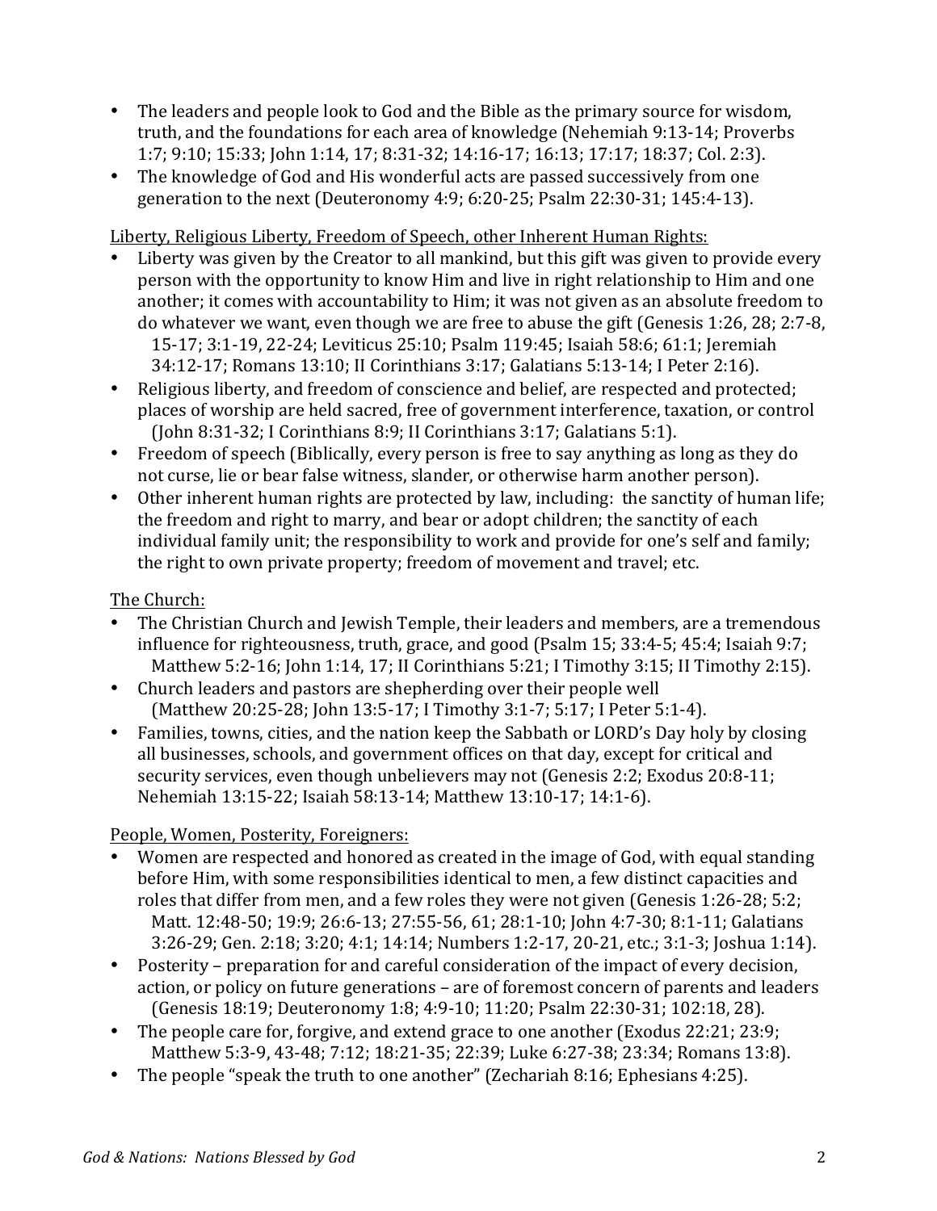- The leaders and people look to God and the Bible as the primary source for wisdom, truth, and the foundations for each area of knowledge (Nehemiah 9:13-14; Proverbs 1:7; 9:10; 15:33; John 1:14, 17; 8:31-32; 14:16-17; 16:13; 17:17; 18:37; Col. 2:3).
- The knowledge of God and His wonderful acts are passed successively from one generation to the next (Deuteronomy 4:9; 6:20-25; Psalm 22:30-31; 145:4-13).

<u>Liberty, Religious Liberty, Freedom of Speech, other Inherent Human Rights:</u>

- Liberty was given by the Creator to all mankind, but this gift was given to provide every person with the opportunity to know Him and live in right relationship to Him and one another; it comes with accountability to Him; it was not given as an absolute freedom to do whatever we want, even though we are free to abuse the gift (Genesis 1:26, 28; 2:7-8, 15-17; 3:1-19, 22-24; Leviticus 25:10; Psalm 119:45; Isaiah 58:6; 61:1; Jeremiah 34:12-17; Romans 13:10; II Corinthians 3:17; Galatians 5:13-14; I Peter 2:16).
- Religious liberty, and freedom of conscience and belief, are respected and protected; places of worship are held sacred, free of government interference, taxation, or control (John 8:31-32; I Corinthians 8:9; II Corinthians 3:17; Galatians 5:1).
- Freedom of speech (Biblically, every person is free to say anything as long as they do not curse, lie or bear false witness, slander, or otherwise harm another person).
- Other inherent human rights are protected by law, including: the sanctity of human life; the freedom and right to marry, and bear or adopt children; the sanctity of each individual family unit; the responsibility to work and provide for one's self and family; the right to own private property; freedom of movement and travel; etc.

<u>The Church:</u>

- The Christian Church and Jewish Temple, their leaders and members, are a tremendous influence for righteousness, truth, grace, and good (Psalm 15; 33:4-5; 45:4; Isaiah 9:7; Matthew 5:2-16; John 1:14, 17; II Corinthians 5:21; I Timothy 3:15; II Timothy 2:15).
- Church leaders and pastors are shepherding over their people well (Matthew 20:25-28; John 13:5-17; I Timothy 3:1-7; 5:17; I Peter 5:1-4).
- Families, towns, cities, and the nation keep the Sabbath or LORD's Day holy by closing all businesses, schools, and government offices on that day, except for critical and security services, even though unbelievers may not (Genesis 2:2; Exodus 20:8-11; Nehemiah 13:15-22; Isaiah 58:13-14; Matthew 13:10-17; 14:1-6).

<u>People, Women, Posterity, Foreigners:</u>

- Women are respected and honored as created in the image of God, with equal standing before Him, with some responsibilities identical to men, a few distinct capacities and roles that differ from men, and a few roles they were not given (Genesis 1:26-28; 5:2; Matt. 12:48-50; 19:9; 26:6-13; 27:55-56, 61; 28:1-10; John 4:7-30; 8:1-11; Galatians 3:26-29; Gen. 2:18; 3:20; 4:1; 14:14; Numbers 1:2-17, 20-21, etc.; 3:1-3; Joshua 1:14).
- Posterity – preparation for and careful consideration of the impact of every decision, action, or policy on future generations – are of foremost concern of parents and leaders (Genesis 18:19; Deuteronomy 1:8; 4:9-10; 11:20; Psalm 22:30-31; 102:18, 28).
- The people care for, forgive, and extend grace to one another (Exodus 22:21; 23:9; Matthew 5:3-9, 43-48; 7:12; 18:21-35; 22:39; Luke 6:27-38; 23:34; Romans 13:8).
- The people "speak the truth to one another" (Zechariah 8:16; Ephesians 4:25).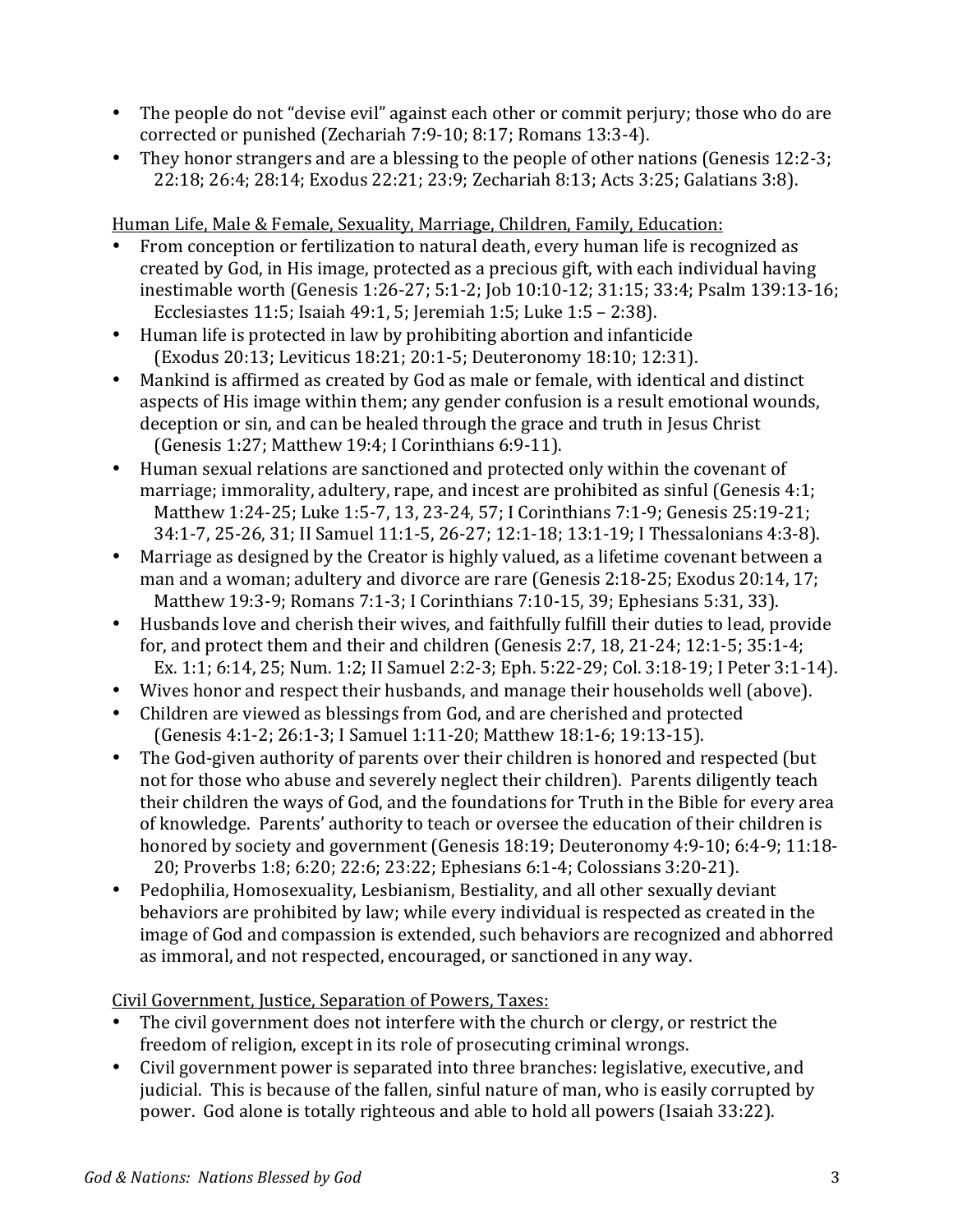- The people do not "devise evil" against each other or commit perjury; those who do are corrected or punished (Zechariah 7:9-10; 8:17; Romans 13:3-4).
- They honor strangers and are a blessing to the people of other nations (Genesis 12:2-3; 22:18; 26:4; 28:14; Exodus 22:21; 23:9; Zechariah 8:13; Acts 3:25; Galatians 3:8).

Human Life, Male & Female, Sexuality, Marriage, Children, Family, Education:

- From conception or fertilization to natural death, every human life is recognized as created by God, in His image, protected as a precious gift, with each individual having inestimable worth (Genesis 1:26-27; 5:1-2; Job 10:10-12; 31:15; 33:4; Psalm 139:13-16; Ecclesiastes 11:5; Isaiah 49:1, 5; Jeremiah 1:5; Luke 1:5 – 2:38).
- Human life is protected in law by prohibiting abortion and infanticide (Exodus 20:13; Leviticus 18:21; 20:1-5; Deuteronomy 18:10; 12:31).
- Mankind is affirmed as created by God as male or female, with identical and distinct aspects of His image within them; any gender confusion is a result emotional wounds, deception or sin, and can be healed through the grace and truth in Jesus Christ (Genesis 1:27; Matthew 19:4; I Corinthians 6:9-11).
- Human sexual relations are sanctioned and protected only within the covenant of marriage; immorality, adultery, rape, and incest are prohibited as sinful (Genesis 4:1; Matthew 1:24-25; Luke 1:5-7, 13, 23-24, 57; I Corinthians 7:1-9; Genesis 25:19-21; 34:1-7, 25-26, 31; II Samuel 11:1-5, 26-27; 12:1-18; 13:1-19; I Thessalonians 4:3-8).
- Marriage as designed by the Creator is highly valued, as a lifetime covenant between a man and a woman; adultery and divorce are rare (Genesis 2:18-25; Exodus 20:14, 17; Matthew 19:3-9; Romans 7:1-3; I Corinthians 7:10-15, 39; Ephesians 5:31, 33).
- Husbands love and cherish their wives, and faithfully fulfill their duties to lead, provide for, and protect them and their and children (Genesis 2:7, 18, 21-24; 12:1-5; 35:1-4; Ex. 1:1; 6:14, 25; Num. 1:2; II Samuel 2:2-3; Eph. 5:22-29; Col. 3:18-19; I Peter 3:1-14).
- Wives honor and respect their husbands, and manage their households well (above).
- Children are viewed as blessings from God, and are cherished and protected (Genesis 4:1-2; 26:1-3; I Samuel 1:11-20; Matthew 18:1-6; 19:13-15).
- The God-given authority of parents over their children is honored and respected (but not for those who abuse and severely neglect their children). Parents diligently teach their children the ways of God, and the foundations for Truth in the Bible for every area of knowledge. Parents' authority to teach or oversee the education of their children is honored by society and government (Genesis 18:19; Deuteronomy 4:9-10; 6:4-9; 11:18-20; Proverbs 1:8; 6:20; 22:6; 23:22; Ephesians 6:1-4; Colossians 3:20-21).
- Pedophilia, Homosexuality, Lesbianism, Bestiality, and all other sexually deviant behaviors are prohibited by law; while every individual is respected as created in the image of God and compassion is extended, such behaviors are recognized and abhorred as immoral, and not respected, encouraged, or sanctioned in any way.

Civil Government, Justice, Separation of Powers, Taxes:

- The civil government does not interfere with the church or clergy, or restrict the freedom of religion, except in its role of prosecuting criminal wrongs.
- Civil government power is separated into three branches: legislative, executive, and judicial. This is because of the fallen, sinful nature of man, who is easily corrupted by power. God alone is totally righteous and able to hold all powers (Isaiah 33:22).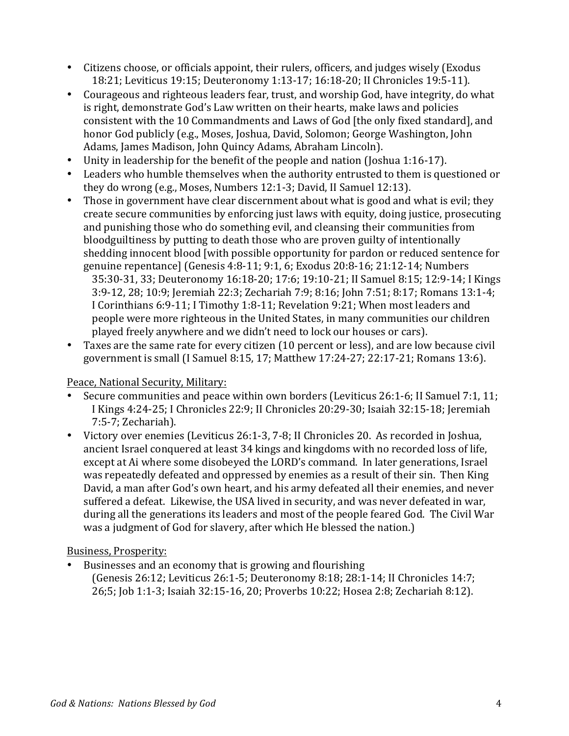- Citizens choose, or officials appoint, their rulers, officers, and judges wisely (Exodus 18:21; Leviticus 19:15; Deuteronomy 1:13-17; 16:18-20; II Chronicles 19:5-11).
- Courageous and righteous leaders fear, trust, and worship God, have integrity, do what is right, demonstrate God's Law written on their hearts, make laws and policies consistent with the 10 Commandments and Laws of God [the only fixed standard], and honor God publicly (e.g., Moses, Joshua, David, Solomon; George Washington, John Adams, James Madison, John Quincy Adams, Abraham Lincoln).
- Unity in leadership for the benefit of the people and nation (Joshua 1:16-17).
- Leaders who humble themselves when the authority entrusted to them is questioned or they do wrong (e.g., Moses, Numbers 12:1-3; David, II Samuel 12:13).
- Those in government have clear discernment about what is good and what is evil; they create secure communities by enforcing just laws with equity, doing justice, prosecuting and punishing those who do something evil, and cleansing their communities from bloodguiltiness by putting to death those who are proven guilty of intentionally shedding innocent blood [with possible opportunity for pardon or reduced sentence for genuine repentance] (Genesis 4:8-11; 9:1, 6; Exodus 20:8-16; 21:12-14; Numbers 35:30-31, 33; Deuteronomy 16:18-20; 17:6; 19:10-21; II Samuel 8:15; 12:9-14; I Kings 3:9-12, 28; 10:9; Jeremiah 22:3; Zechariah 7:9; 8:16; John 7:51; 8:17; Romans 13:1-4; I Corinthians 6:9-11; I Timothy 1:8-11; Revelation 9:21; When most leaders and people were more righteous in the United States, in many communities our children played freely anywhere and we didn't need to lock our houses or cars).
- Taxes are the same rate for every citizen (10 percent or less), and are low because civil government is small (I Samuel 8:15, 17; Matthew 17:24-27; 22:17-21; Romans 13:6).

Peace, National Security, Military:

- Secure communities and peace within own borders (Leviticus 26:1-6; II Samuel 7:1, 11; I Kings 4:24-25; I Chronicles 22:9; II Chronicles 20:29-30; Isaiah 32:15-18; Jeremiah 7:5-7; Zechariah).
- Victory over enemies (Leviticus 26:1-3, 7-8; II Chronicles 20. As recorded in Joshua, ancient Israel conquered at least 34 kings and kingdoms with no recorded loss of life, except at Ai where some disobeyed the LORD's command. In later generations, Israel was repeatedly defeated and oppressed by enemies as a result of their sin. Then King David, a man after God's own heart, and his army defeated all their enemies, and never suffered a defeat. Likewise, the USA lived in security, and was never defeated in war, during all the generations its leaders and most of the people feared God. The Civil War was a judgment of God for slavery, after which He blessed the nation.)

Business, Prosperity:

- Businesses and an economy that is growing and flourishing (Genesis 26:12; Leviticus 26:1-5; Deuteronomy 8:18; 28:1-14; II Chronicles 14:7; 26;5; Job 1:1-3; Isaiah 32:15-16, 20; Proverbs 10:22; Hosea 2:8; Zechariah 8:12).